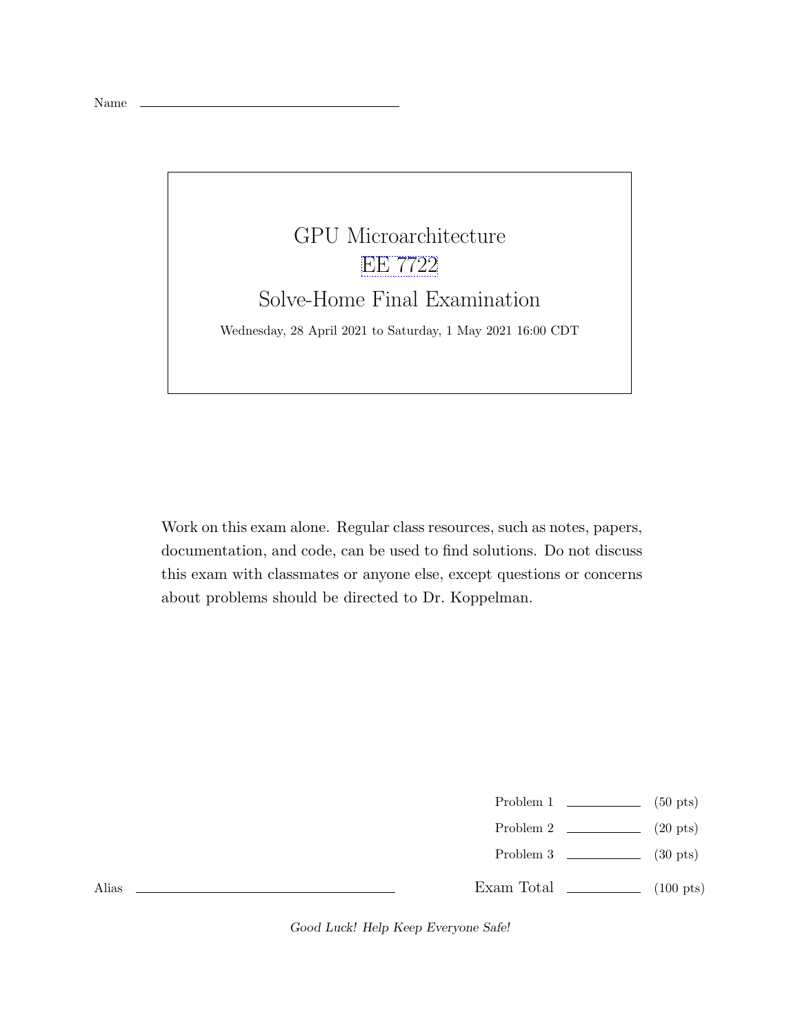Name \_\_\_\_\_\_\_\_\_\_\_\_\_\_\_\_\_\_\_\_\_\_\_\_\_\_\_\_\_\_\_\_

# GPU Microarchitecture

# EE 7722

# Solve-Home Final Examination

Wednesday, 28 April 2021 to Saturday, 1 May 2021 16:00 CDT

Work on this exam alone. Regular class resources, such as notes, papers, documentation, and code, can be used to find solutions. Do not discuss this exam with classmates or anyone else, except questions or concerns about problems should be directed to Dr. Koppelman.

| | | |
|---|---|---|
| Problem 1 | \_\_\_\_\_\_\_\_ | (50 pts) |
| Problem 2 | \_\_\_\_\_\_\_\_ | (20 pts) |
| Problem 3 | \_\_\_\_\_\_\_\_ | (30 pts) |
| Exam Total | \_\_\_\_\_\_\_\_ | (100 pts) |

Alias \_\_\_\_\_\_\_\_\_\_\_\_\_\_\_\_\_\_\_\_\_\_\_\_\_\_\_\_\_\_\_\_

*Good Luck! Help Keep Everyone Safe!*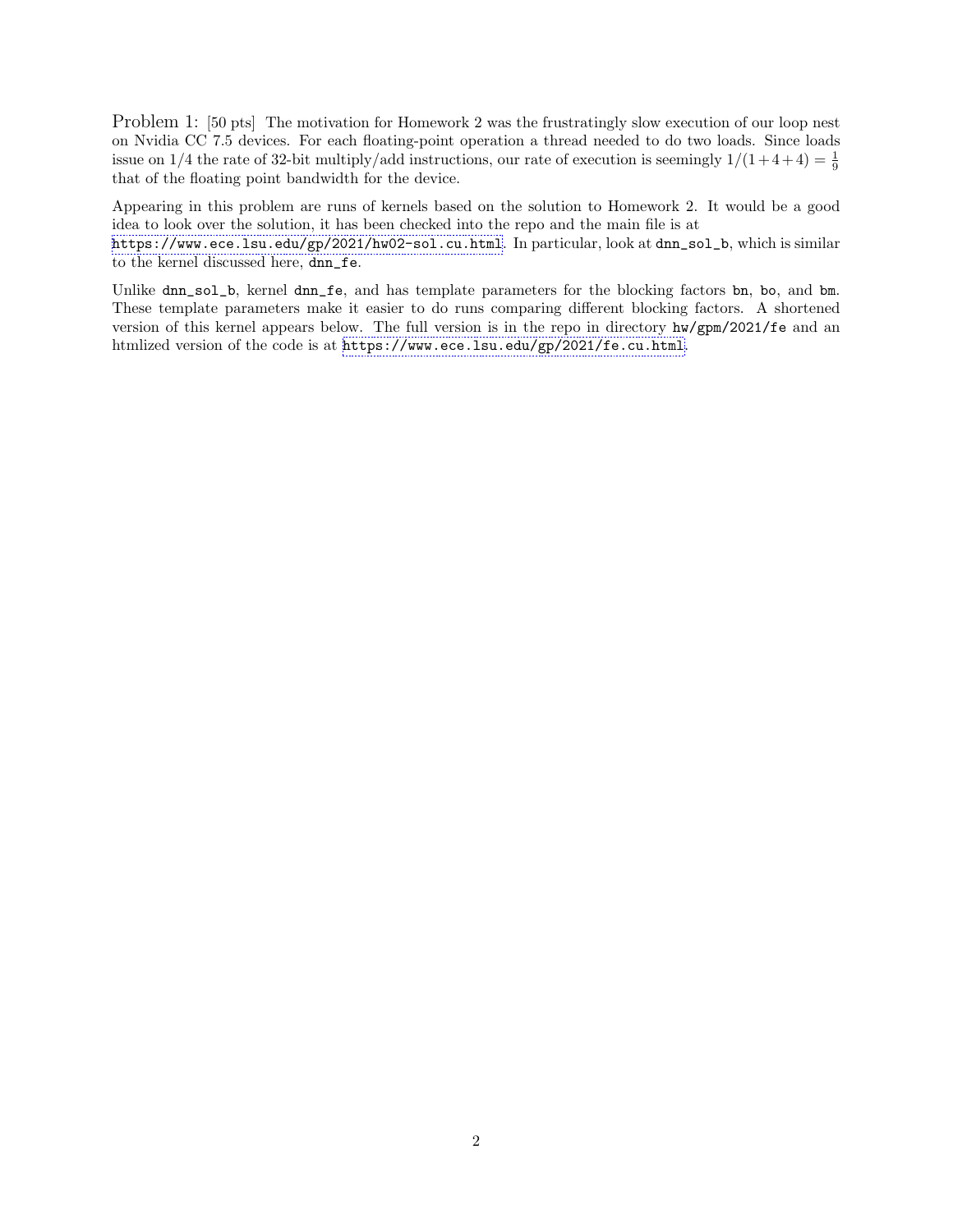Problem 1: [50 pts] The motivation for Homework 2 was the frustratingly slow execution of our loop nest on Nvidia CC 7.5 devices. For each floating-point operation a thread needed to do two loads. Since loads issue on 1/4 the rate of 32-bit multiply/add instructions, our rate of execution is seemingly $1/(1+4+4) = \frac{1}{9}$ that of the floating point bandwidth for the device.

Appearing in this problem are runs of kernels based on the solution to Homework 2. It would be a good idea to look over the solution, it has been checked into the repo and the main file is at `https://www.ece.lsu.edu/gp/2021/hw02-sol.cu.html`. In particular, look at `dnn_sol_b`, which is similar to the kernel discussed here, `dnn_fe`.

Unlike `dnn_sol_b`, kernel `dnn_fe`, and has template parameters for the blocking factors `bn`, `bo`, and `bm`. These template parameters make it easier to do runs comparing different blocking factors. A shortened version of this kernel appears below. The full version is in the repo in directory `hw/gpm/2021/fe` and an htmlized version of the code is at `https://www.ece.lsu.edu/gp/2021/fe.cu.html`.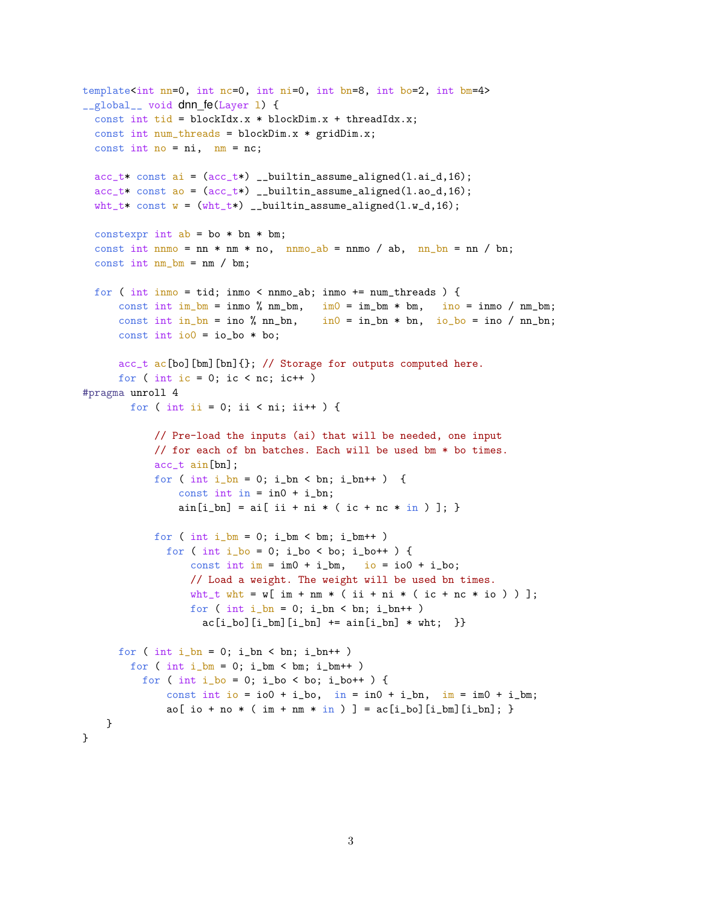```
template<int nn=0, int nc=0, int ni=0, int bn=8, int bo=2, int bm=4>
__global__ void dnn_fe(Layer l) {
  const int tid = blockIdx.x * blockDim.x + threadIdx.x;
  const int num_threads = blockDim.x * gridDim.x;
  const int no = ni,  nm = nc;

  acc_t* const ai = (acc_t*) __builtin_assume_aligned(l.ai_d,16);
  acc_t* const ao = (acc_t*) __builtin_assume_aligned(l.ao_d,16);
  wht_t* const w = (wht_t*) __builtin_assume_aligned(l.w_d,16);

  constexpr int ab = bo * bn * bm;
  const int nnmo = nn * nm * no,  nnmo_ab = nnmo / ab,  nn_bn = nn / bn;
  const int nm_bm = nm / bm;

  for ( int inmo = tid; inmo < nnmo_ab; inmo += num_threads ) {
      const int im_bm = inmo % nm_bm,   im0 = im_bm * bm,   ino = inmo / nm_bm;
      const int in_bn = ino % nn_bn,    in0 = in_bn * bn,  io_bo = ino / nn_bn;
      const int io0 = io_bo * bo;

      acc_t ac[bo][bm][bn]{}; // Storage for outputs computed here.
      for ( int ic = 0; ic < nc; ic++ )
#pragma unroll 4
        for ( int ii = 0; ii < ni; ii++ ) {

            // Pre-load the inputs (ai) that will be needed, one input
            // for each of bn batches. Each will be used bm * bo times.
            acc_t ain[bn];
            for ( int i_bn = 0; i_bn < bn; i_bn++ )  {
                const int in = in0 + i_bn;
                ain[i_bn] = ai[ ii + ni * ( ic + nc * in ) ]; }

            for ( int i_bm = 0; i_bm < bm; i_bm++ )
              for ( int i_bo = 0; i_bo < bo; i_bo++ ) {
                  const int im = im0 + i_bm,   io = io0 + i_bo;
                  // Load a weight. The weight will be used bn times.
                  wht_t wht = w[ im + nm * ( ii + ni * ( ic + nc * io ) ) ];
                  for ( int i_bn = 0; i_bn < bn; i_bn++ )
                    ac[i_bo][i_bm][i_bn] += ain[i_bn] * wht;  }}

      for ( int i_bn = 0; i_bn < bn; i_bn++ )
        for ( int i_bm = 0; i_bm < bm; i_bm++ )
          for ( int i_bo = 0; i_bo < bo; i_bo++ ) {
              const int io = io0 + i_bo,  in = in0 + i_bn,  im = im0 + i_bm;
              ao[ io + no * ( im + nm * in ) ] = ac[i_bo][i_bm][i_bn]; }
    }
}
```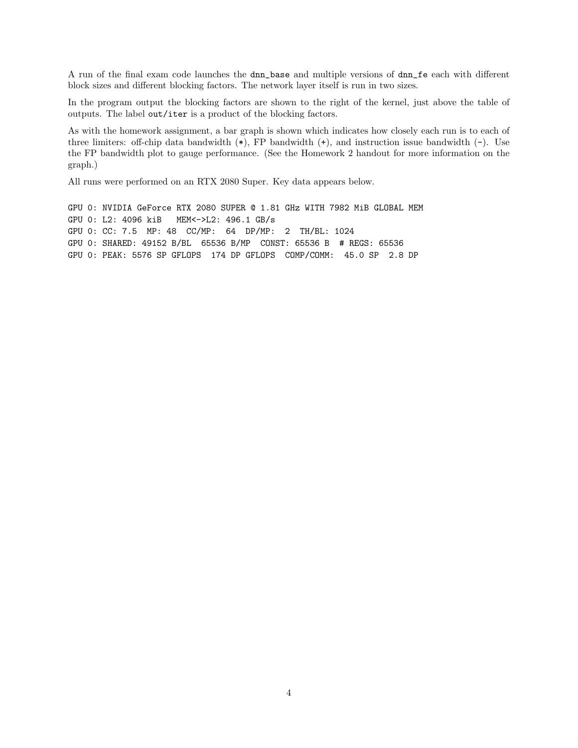A run of the final exam code launches the `dnn_base` and multiple versions of `dnn_fe` each with different block sizes and different blocking factors. The network layer itself is run in two sizes.

In the program output the blocking factors are shown to the right of the kernel, just above the table of outputs. The label `out/iter` is a product of the blocking factors.

As with the homework assignment, a bar graph is shown which indicates how closely each run is to each of three limiters: off-chip data bandwidth (*), FP bandwidth (+), and instruction issue bandwidth (-). Use the FP bandwidth plot to gauge performance. (See the Homework 2 handout for more information on the graph.)

All runs were performed on an RTX 2080 Super. Key data appears below.

```
GPU 0: NVIDIA GeForce RTX 2080 SUPER @ 1.81 GHz WITH 7982 MiB GLOBAL MEM
GPU 0: L2: 4096 kiB   MEM<->L2: 496.1 GB/s
GPU 0: CC: 7.5  MP: 48  CC/MP:  64  DP/MP:  2  TH/BL: 1024
GPU 0: SHARED: 49152 B/BL  65536 B/MP  CONST: 65536 B  # REGS: 65536
GPU 0: PEAK: 5576 SP GFLOPS  174 DP GFLOPS  COMP/COMM:  45.0 SP  2.8 DP
```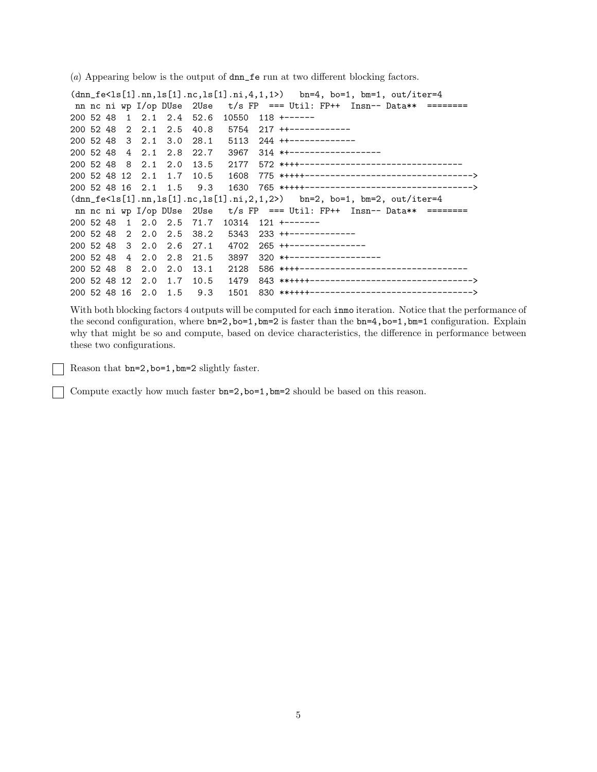(*a*) Appearing below is the output of `dnn_fe` run at two different blocking factors.

```
(dnn_fe<ls[1].nn,ls[1].nc,ls[1].ni,4,1,1>)   bn=4, bo=1, bm=1, out/iter=4
 nn nc ni wp I/op DUse  2Use   t/s FP  === Util: FP++  Insn-- Data**  ========
200 52 48  1  2.1  2.4  52.6  10550  118 +------
200 52 48  2  2.1  2.5  40.8   5754  217 ++------------
200 52 48  3  2.1  3.0  28.1   5113  244 ++-------------
200 52 48  4  2.1  2.8  22.7   3967  314 *+------------------
200 52 48  8  2.1  2.0  13.5   2177  572 *+++--------------------------------
200 52 48 12  2.1  1.7  10.5   1608  775 *++++--------------------------------->
200 52 48 16  2.1  1.5   9.3   1630  765 *++++--------------------------------->
(dnn_fe<ls[1].nn,ls[1].nc,ls[1].ni,2,1,2>)   bn=2, bo=1, bm=2, out/iter=4
 nn nc ni wp I/op DUse  2Use   t/s FP  === Util: FP++  Insn-- Data**  ========
200 52 48  1  2.0  2.5  71.7  10314  121 +-------
200 52 48  2  2.0  2.5  38.2   5343  233 ++-------------
200 52 48  3  2.0  2.6  27.1   4702  265 ++----------------
200 52 48  4  2.0  2.8  21.5   3897  320 *+------------------
200 52 48  8  2.0  2.0  13.1   2128  586 *+++---------------------------------
200 52 48 12  2.0  1.7  10.5   1479  843 **++++--------------------------------->
200 52 48 16  2.0  1.5   9.3   1501  830 **++++-------------------------------->
```

With both blocking factors 4 outputs will be computed for each `inmo` iteration. Notice that the performance of the second configuration, where `bn=2,bo=1,bm=2` is faster than the `bn=4,bo=1,bm=1` configuration. Explain why that might be so and compute, based on device characteristics, the difference in performance between these two configurations.

☐ Reason that `bn=2,bo=1,bm=2` slightly faster.

☐ Compute exactly how much faster `bn=2,bo=1,bm=2` should be based on this reason.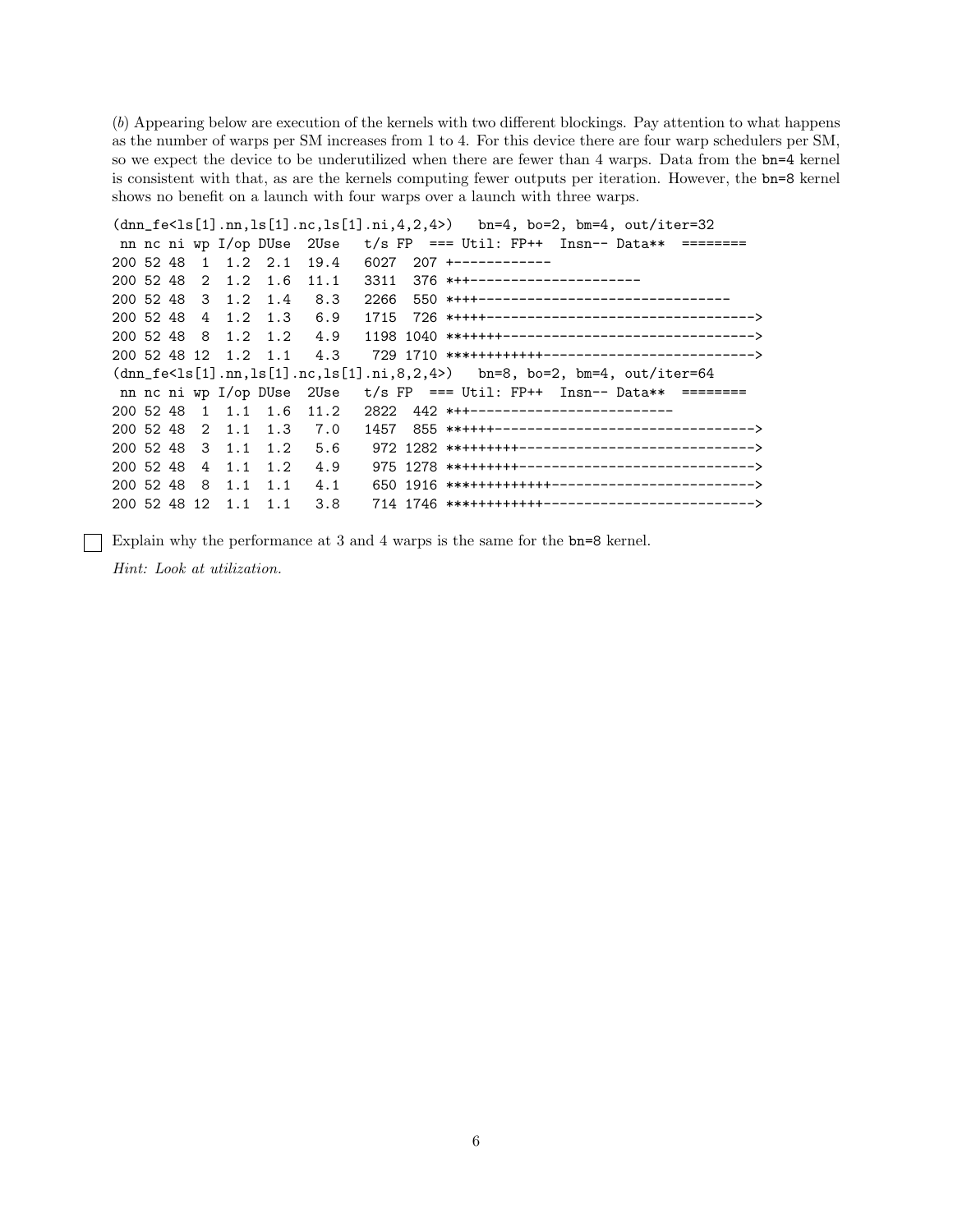(*b*) Appearing below are execution of the kernels with two different blockings. Pay attention to what happens as the number of warps per SM increases from 1 to 4. For this device there are four warp schedulers per SM, so we expect the device to be underutilized when there are fewer than 4 warps. Data from the `bn=4` kernel is consistent with that, as are the kernels computing fewer outputs per iteration. However, the `bn=8` kernel shows no benefit on a launch with four warps over a launch with three warps.

```
(dnn_fe<ls[1].nn,ls[1].nc,ls[1].ni,4,2,4>)   bn=4, bo=2, bm=4, out/iter=32
 nn nc ni wp I/op DUse  2Use   t/s FP  === Util: FP++  Insn-- Data**  ========
200 52 48  1  1.2  2.1  19.4   6027  207 +------------
200 52 48  2  1.2  1.6  11.1   3311  376 *++----------------------
200 52 48  3  1.2  1.4   8.3   2266  550 *+++-------------------------------
200 52 48  4  1.2  1.3   6.9   1715  726 *++++--------------------------------->
200 52 48  8  1.2  1.2   4.9   1198 1040 *******------------------------------->
200 52 48 12  1.2  1.1   4.3    729 1710 ************-------------------------->
(dnn_fe<ls[1].nn,ls[1].nc,ls[1].ni,8,2,4>)   bn=8, bo=2, bm=4, out/iter=64
 nn nc ni wp I/op DUse  2Use   t/s FP  === Util: FP++  Insn-- Data**  ========
200 52 48  1  1.1  1.6  11.2   2822  442 *++-------------------------
200 52 48  2  1.1  1.3   7.0   1457  855 ******--------------------------------->
200 52 48  3  1.1  1.2   5.6    972 1282 *********----------------------------->
200 52 48  4  1.1  1.2   4.9    975 1278 *********----------------------------->
200 52 48  8  1.1  1.1   4.1    650 1916 *************------------------------->
200 52 48 12  1.1  1.1   3.8    714 1746 ************-------------------------->
```

☐ Explain why the performance at 3 and 4 warps is the same for the `bn=8` kernel.

*Hint: Look at utilization.*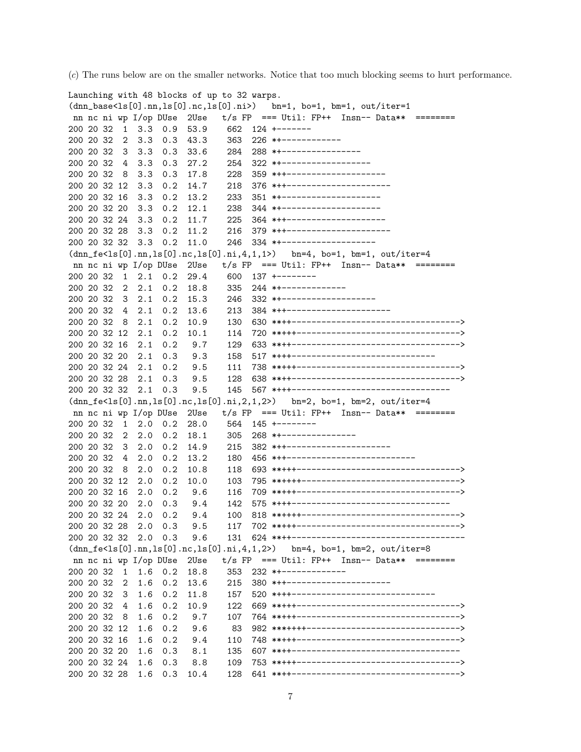(*c*) The runs below are on the smaller networks. Notice that too much blocking seems to hurt performance.

```
Launching with 48 blocks of up to 32 warps.
(dnn_base<ls[0].nn,ls[0].nc,ls[0].ni>)   bn=1, bo=1, bm=1, out/iter=1
 nn nc ni wp I/op DUse  2Use   t/s FP  === Util: FP++  Insn--  Data**  ========
200 20 32  1  3.3  0.9  53.9    662  124 +-------
200 20 32  2  3.3  0.3  43.3    363  226 *+------------
200 20 32  3  3.3  0.3  33.6    284  288 *+----------------
200 20 32  4  3.3  0.3  27.2    254  322 *+------------------
200 20 32  8  3.3  0.3  17.8    228  359 *++--------------------
200 20 32 12  3.3  0.2  14.7    218  376 *++---------------------
200 20 32 16  3.3  0.2  13.2    233  351 *+--------------------
200 20 32 20  3.3  0.2  12.1    238  344 *+--------------------
200 20 32 24  3.3  0.2  11.7    225  364 *++--------------------
200 20 32 28  3.3  0.2  11.2    216  379 *++---------------------
200 20 32 32  3.3  0.2  11.0    246  334 *+-------------------
(dnn_fe<ls[0].nn,ls[0].nc,ls[0].ni,4,1,1>)   bn=4, bo=1, bm=1, out/iter=4
 nn nc ni wp I/op DUse  2Use   t/s FP  === Util: FP++  Insn--  Data**  ========
200 20 32  1  2.1  0.2  29.4    600  137 +--------
200 20 32  2  2.1  0.2  18.8    335  244 *+-------------
200 20 32  3  2.1  0.2  15.3    246  332 *+-------------------
200 20 32  4  2.1  0.2  13.6    213  384 *++---------------------
200 20 32  8  2.1  0.2  10.9    130  630 ****---------------------------------->
200 20 32 12  2.1  0.2  10.1    114  720 *****--------------------------------->
200 20 32 16  2.1  0.2   9.7    129  633 ****---------------------------------->
200 20 32 20  2.1  0.3   9.3    158  517 ****-----------------------------
200 20 32 24  2.1  0.2   9.5    111  738 *****--------------------------------->
200 20 32 28  2.1  0.3   9.5    128  638 ****---------------------------------->
200 20 32 32  2.1  0.3   9.5    145  567 ****--------------------------------
(dnn_fe<ls[0].nn,ls[0].nc,ls[0].ni,2,1,2>)   bn=2, bo=1, bm=2, out/iter=4
 nn nc ni wp I/op DUse  2Use   t/s FP  === Util: FP++  Insn--  Data**  ========
200 20 32  1  2.0  0.2  28.0    564  145 +--------
200 20 32  2  2.0  0.2  18.1    305  268 *+---------------
200 20 32  3  2.0  0.2  14.9    215  382 *++---------------------
200 20 32  4  2.0  0.2  13.2    180  456 *++--------------------------
200 20 32  8  2.0  0.2  10.8    118  693 *****--------------------------------->
200 20 32 12  2.0  0.2  10.0    103  795 ******-------------------------------->
200 20 32 16  2.0  0.2   9.6    116  709 *****--------------------------------->
200 20 32 20  2.0  0.3   9.4    142  575 ****--------------------------------
200 20 32 24  2.0  0.2   9.4    100  818 ******-------------------------------->
200 20 32 28  2.0  0.3   9.5    117  702 *****--------------------------------->
200 20 32 32  2.0  0.3   9.6    131  624 ****-----------------------------------
(dnn_fe<ls[0].nn,ls[0].nc,ls[0].ni,4,1,2>)   bn=4, bo=1, bm=2, out/iter=8
 nn nc ni wp I/op DUse  2Use   t/s FP  === Util: FP++  Insn--  Data**  ========
200 20 32  1  1.6  0.2  18.8    353  232 *+-------------
200 20 32  2  1.6  0.2  13.6    215  380 *++---------------------
200 20 32  3  1.6  0.2  11.8    157  520 ****-----------------------------
200 20 32  4  1.6  0.2  10.9    122  669 *****--------------------------------->
200 20 32  8  1.6  0.2   9.7    107  764 *****--------------------------------->
200 20 32 12  1.6  0.2   9.6     83  982 *******------------------------------->
200 20 32 16  1.6  0.2   9.4    110  748 *****--------------------------------->
200 20 32 20  1.6  0.3   8.1    135  607 ****----------------------------------
200 20 32 24  1.6  0.3   8.8    109  753 *****--------------------------------->
200 20 32 28  1.6  0.3  10.4    128  641 ****---------------------------------->
```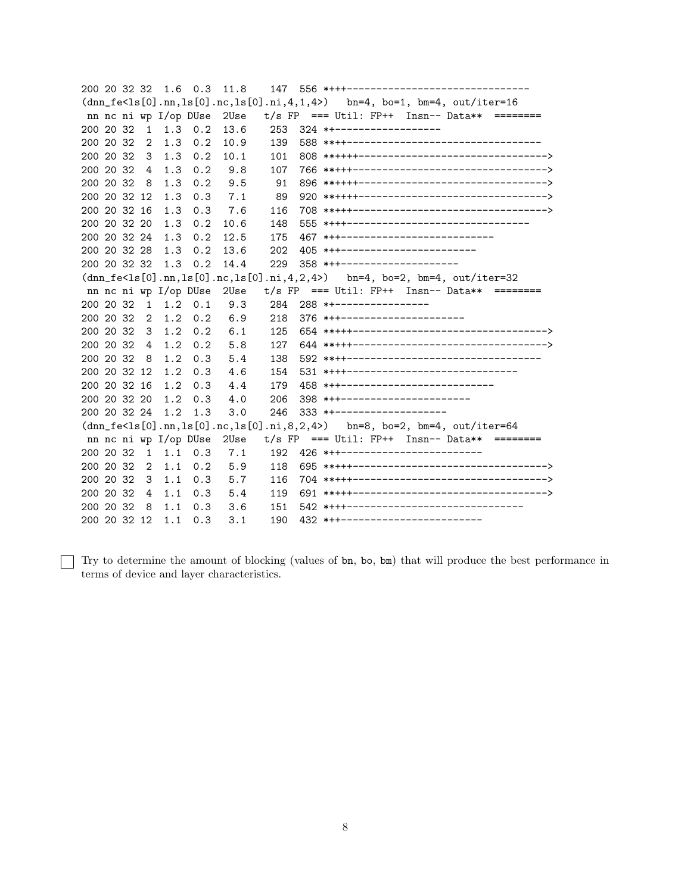```
200 20 32 32  1.6  0.3  11.8    147  556 *+++-------------------------------
(dnn_fe<ls[0].nn,ls[0].nc,ls[0].ni,4,1,4>)   bn=4, bo=1, bm=4, out/iter=16
 nn nc ni wp I/op DUse  2Use   t/s FP  === Util: FP++  Insn-- Data**  ========
200 20 32  1  1.3  0.2  13.6    253  324 *+------------------
200 20 32  2  1.3  0.2  10.9    139  588 ***+---------------------------------
200 20 32  3  1.3  0.2  10.1    101  808 ******-------------------------------->
200 20 32  4  1.3  0.2   9.8    107  766 *****--------------------------------->
200 20 32  8  1.3  0.2   9.5     91  896 ******-------------------------------->
200 20 32 12  1.3  0.3   7.1     89  920 ******-------------------------------->
200 20 32 16  1.3  0.3   7.6    116  708 *****--------------------------------->
200 20 32 20  1.3  0.2  10.6    148  555 ****-----------------------------
200 20 32 24  1.3  0.2  12.5    175  467 ***+------------------------
200 20 32 28  1.3  0.2  13.6    202  405 **+----------------------
200 20 32 32  1.3  0.2  14.4    229  358 **+--------------------
(dnn_fe<ls[0].nn,ls[0].nc,ls[0].ni,4,2,4>)   bn=4, bo=2, bm=4, out/iter=32
 nn nc ni wp I/op DUse  2Use   t/s FP  === Util: FP++  Insn-- Data**  ========
200 20 32  1  1.2  0.1   9.3    284  288 *+----------------
200 20 32  2  1.2  0.2   6.9    218  376 **+---------------------
200 20 32  3  1.2  0.2   6.1    125  654 *****--------------------------------->
200 20 32  4  1.2  0.2   5.8    127  644 *****--------------------------------->
200 20 32  8  1.2  0.3   5.4    138  592 ***+---------------------------------
200 20 32 12  1.2  0.3   4.6    154  531 ****-----------------------------
200 20 32 16  1.2  0.3   4.4    179  458 ***+-------------------------
200 20 32 20  1.2  0.3   4.0    206  398 **+-----------------------
200 20 32 24  1.2  1.3   3.0    246  333 *+-------------------
(dnn_fe<ls[0].nn,ls[0].nc,ls[0].ni,8,2,4>)   bn=8, bo=2, bm=4, out/iter=64
 nn nc ni wp I/op DUse  2Use   t/s FP  === Util: FP++  Insn-- Data**  ========
200 20 32  1  1.1  0.3   7.1    192  426 **+------------------------
200 20 32  2  1.1  0.2   5.9    118  695 *****--------------------------------->
200 20 32  3  1.1  0.3   5.7    116  704 *****--------------------------------->
200 20 32  4  1.1  0.3   5.4    119  691 *****--------------------------------->
200 20 32  8  1.1  0.3   3.6    151  542 ****-----------------------------
200 20 32 12  1.1  0.3   3.1    190  432 **+------------------------
```

☐ Try to determine the amount of blocking (values of bn, bo, bm) that will produce the best performance in terms of device and layer characteristics.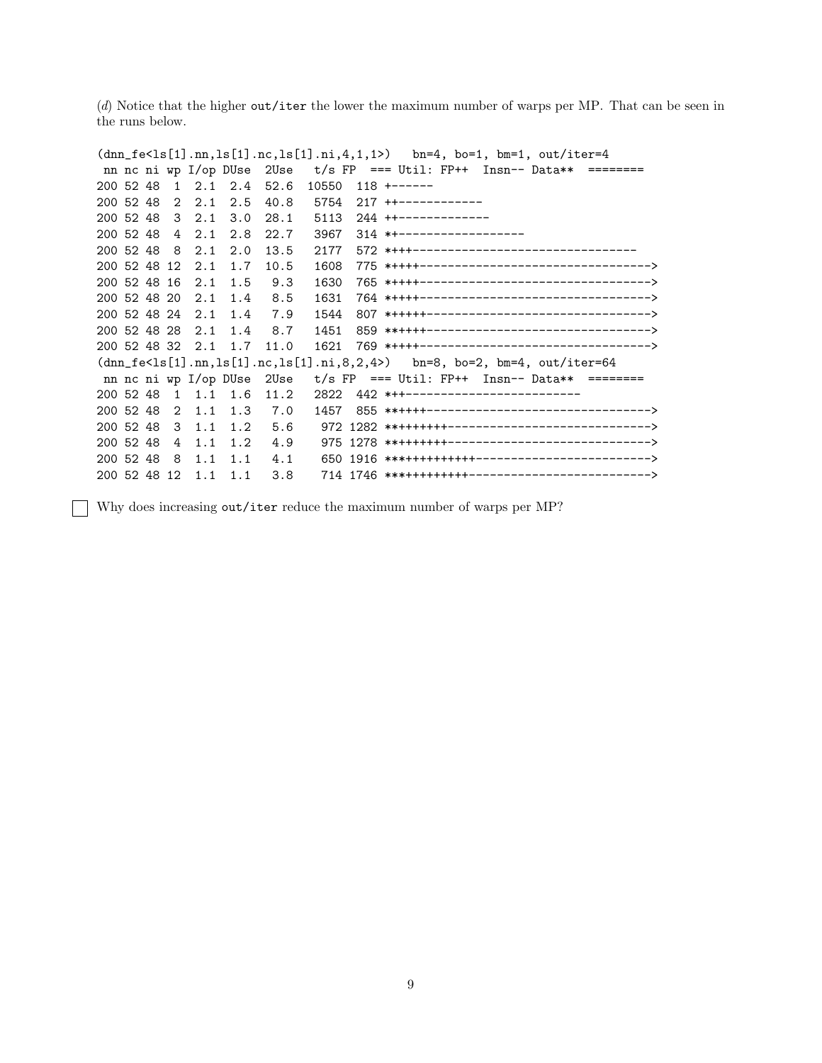(*d*) Notice that the higher `out/iter` the lower the maximum number of warps per MP. That can be seen in the runs below.

```
(dnn_fe<ls[1].nn,ls[1].nc,ls[1].ni,4,1,1>)   bn=4, bo=1, bm=1, out/iter=4
 nn nc ni wp I/op DUse  2Use   t/s FP  === Util: FP++  Insn-- Data**  ========
200 52 48  1  2.1  2.4  52.6  10550  118 +------
200 52 48  2  2.1  2.5  40.8   5754  217 ++------------
200 52 48  3  2.1  3.0  28.1   5113  244 ++-------------
200 52 48  4  2.1  2.8  22.7   3967  314 *+------------------
200 52 48  8  2.1  2.0  13.5   2177  572 *+++--------------------------------
200 52 48 12  2.1  1.7  10.5   1608  775 *++++---------------------------------->
200 52 48 16  2.1  1.5   9.3   1630  765 *++++---------------------------------->
200 52 48 20  2.1  1.4   8.5   1631  764 *++++---------------------------------->
200 52 48 24  2.1  1.4   7.9   1544  807 *+++++--------------------------------->
200 52 48 28  2.1  1.4   8.7   1451  859 **++++--------------------------------->
200 52 48 32  2.1  1.7  11.0   1621  769 *++++---------------------------------->
(dnn_fe<ls[1].nn,ls[1].nc,ls[1].ni,8,2,4>)   bn=8, bo=2, bm=4, out/iter=64
 nn nc ni wp I/op DUse  2Use   t/s FP  === Util: FP++  Insn-- Data**  ========
200 52 48  1  1.1  1.6  11.2   2822  442 *++-------------------------
200 52 48  2  1.1  1.3   7.0   1457  855 **++++--------------------------------->
200 52 48  3  1.1  1.2   5.6    972 1282 ********+----------------------------->
200 52 48  4  1.1  1.2   4.9    975 1278 ********+----------------------------->
200 52 48  8  1.1  1.1   4.1    650 1916 ************+------------------------->
200 52 48 12  1.1  1.1   3.8    714 1746 ***********+-------------------------->
```

☐ Why does increasing `out/iter` reduce the maximum number of warps per MP?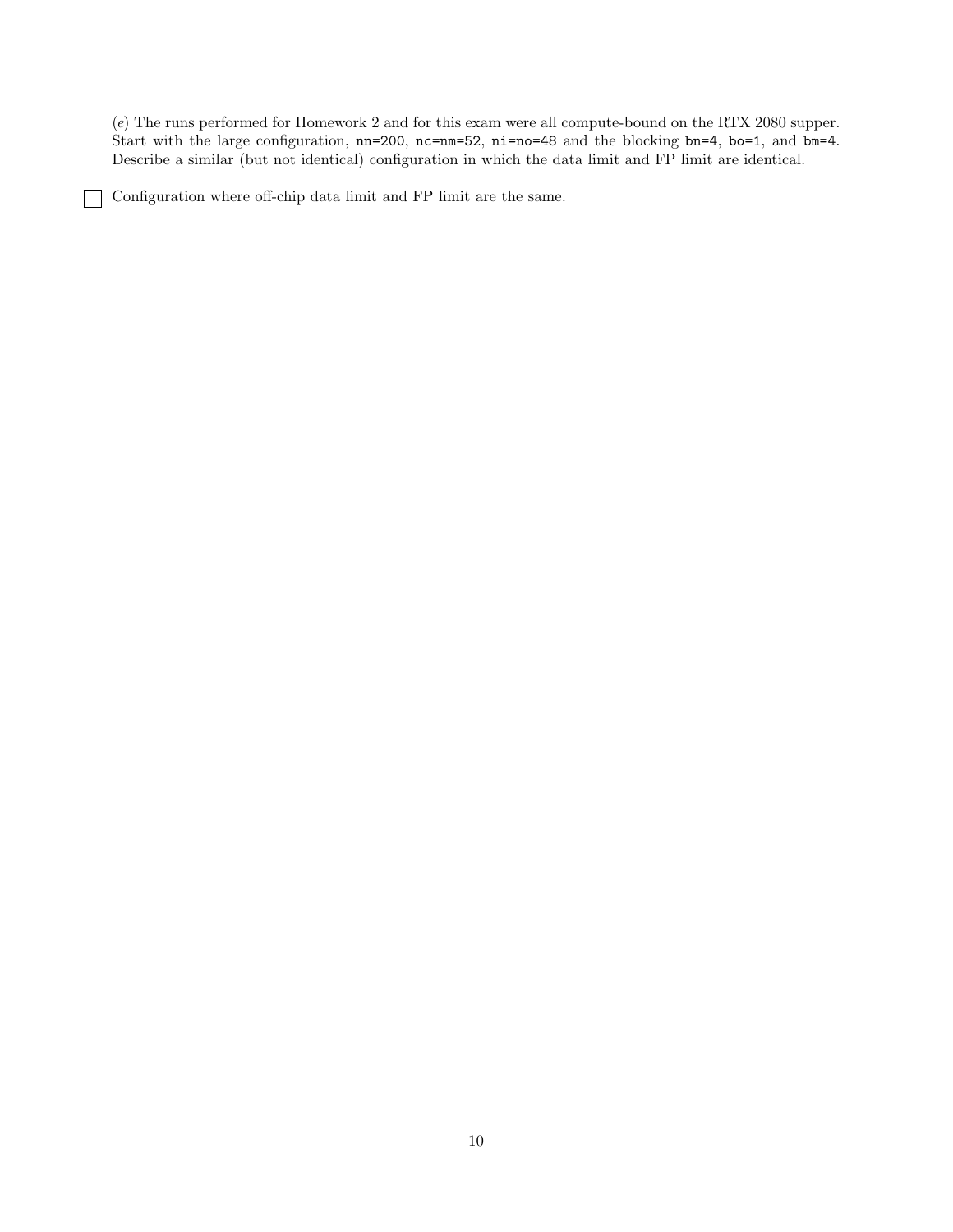(*e*) The runs performed for Homework 2 and for this exam were all compute-bound on the RTX 2080 supper. Start with the large configuration, `nn=200`, `nc=nm=52`, `ni=no=48` and the blocking `bn=4`, `bo=1`, and `bm=4`. Describe a similar (but not identical) configuration in which the data limit and FP limit are identical.

☐ Configuration where off-chip data limit and FP limit are the same.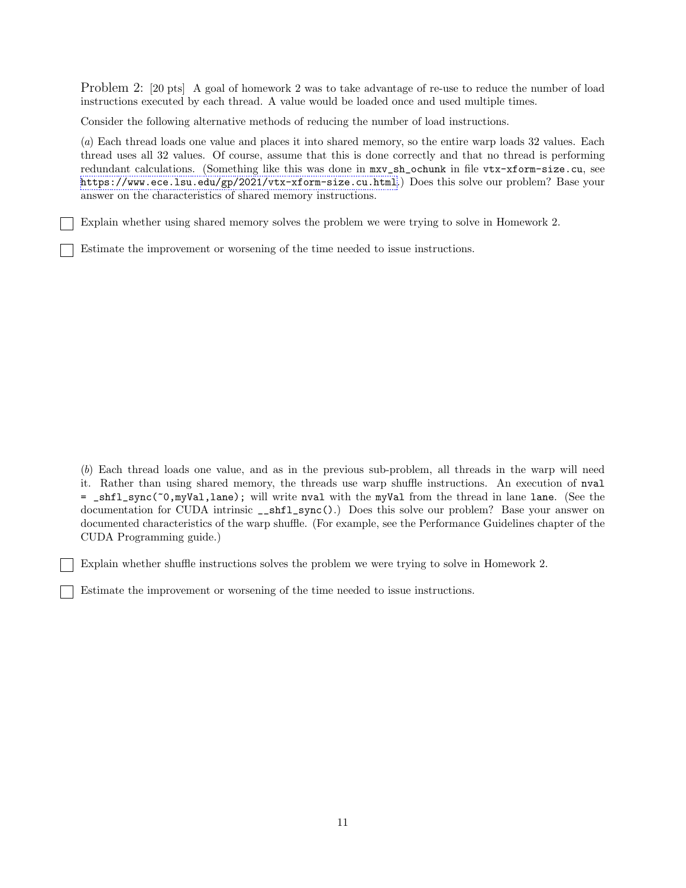Problem 2: [20 pts] A goal of homework 2 was to take advantage of re-use to reduce the number of load instructions executed by each thread. A value would be loaded once and used multiple times.

Consider the following alternative methods of reducing the number of load instructions.

(*a*) Each thread loads one value and places it into shared memory, so the entire warp loads 32 values. Each thread uses all 32 values. Of course, assume that this is done correctly and that no thread is performing redundant calculations. (Something like this was done in `mxv_sh_ochunk` in file `vtx-xform-size.cu`, see `https://www.ece.lsu.edu/gp/2021/vtx-xform-size.cu.html`.) Does this solve our problem? Base your answer on the characteristics of shared memory instructions.

☐ Explain whether using shared memory solves the problem we were trying to solve in Homework 2.

☐ Estimate the improvement or worsening of the time needed to issue instructions.

(*b*) Each thread loads one value, and as in the previous sub-problem, all threads in the warp will need it. Rather than using shared memory, the threads use warp shuffle instructions. An execution of `nval = _shfl_sync(~0,myVal,lane);` will write `nval` with the `myVal` from the thread in lane `lane`. (See the documentation for CUDA intrinsic `__shfl_sync()`.) Does this solve our problem? Base your answer on documented characteristics of the warp shuffle. (For example, see the Performance Guidelines chapter of the CUDA Programming guide.)

☐ Explain whether shuffle instructions solves the problem we were trying to solve in Homework 2.

☐ Estimate the improvement or worsening of the time needed to issue instructions.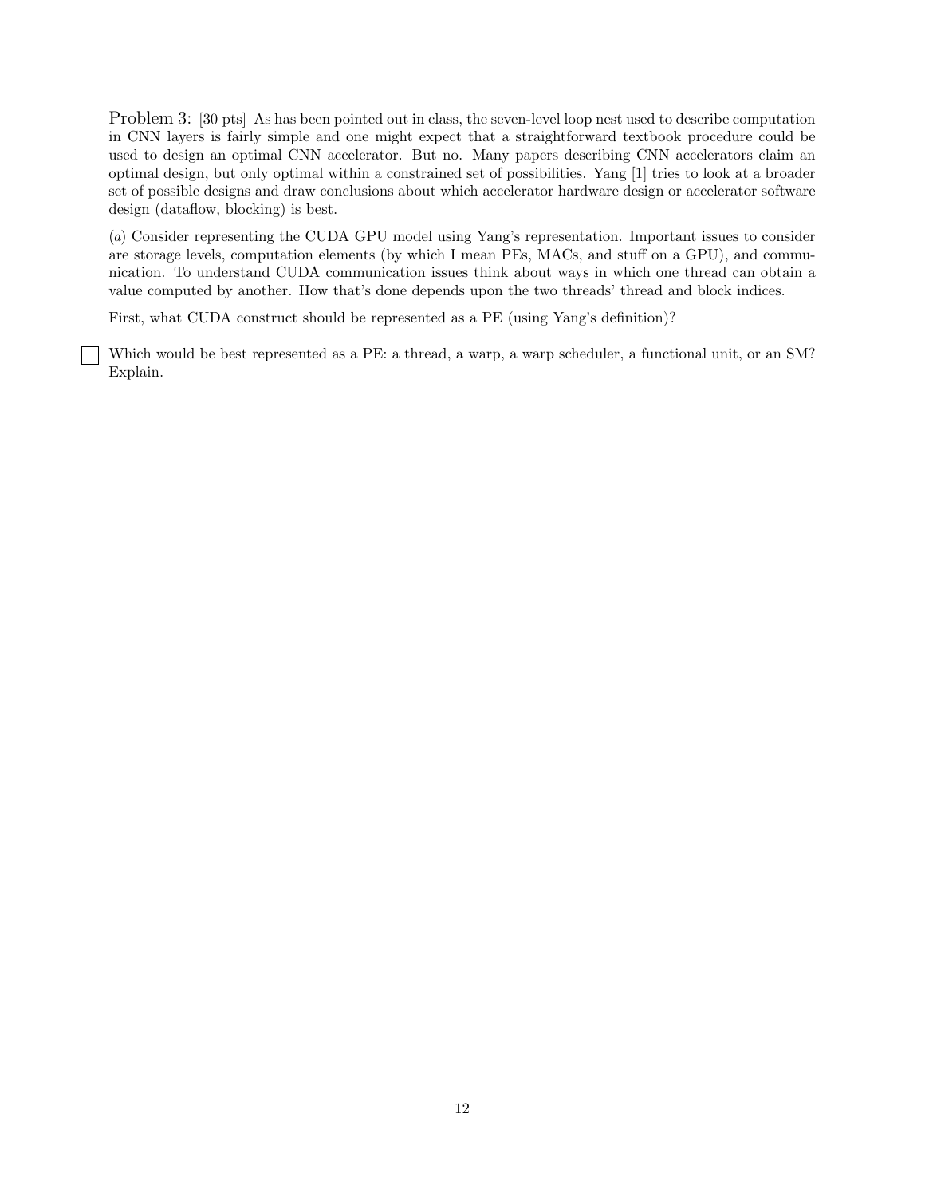Problem 3: [30 pts] As has been pointed out in class, the seven-level loop nest used to describe computation in CNN layers is fairly simple and one might expect that a straightforward textbook procedure could be used to design an optimal CNN accelerator. But no. Many papers describing CNN accelerators claim an optimal design, but only optimal within a constrained set of possibilities. Yang [1] tries to look at a broader set of possible designs and draw conclusions about which accelerator hardware design or accelerator software design (dataflow, blocking) is best.

(*a*) Consider representing the CUDA GPU model using Yang's representation. Important issues to consider are storage levels, computation elements (by which I mean PEs, MACs, and stuff on a GPU), and communication. To understand CUDA communication issues think about ways in which one thread can obtain a value computed by another. How that's done depends upon the two threads' thread and block indices.

First, what CUDA construct should be represented as a PE (using Yang's definition)?

☐ Which would be best represented as a PE: a thread, a warp, a warp scheduler, a functional unit, or an SM? Explain.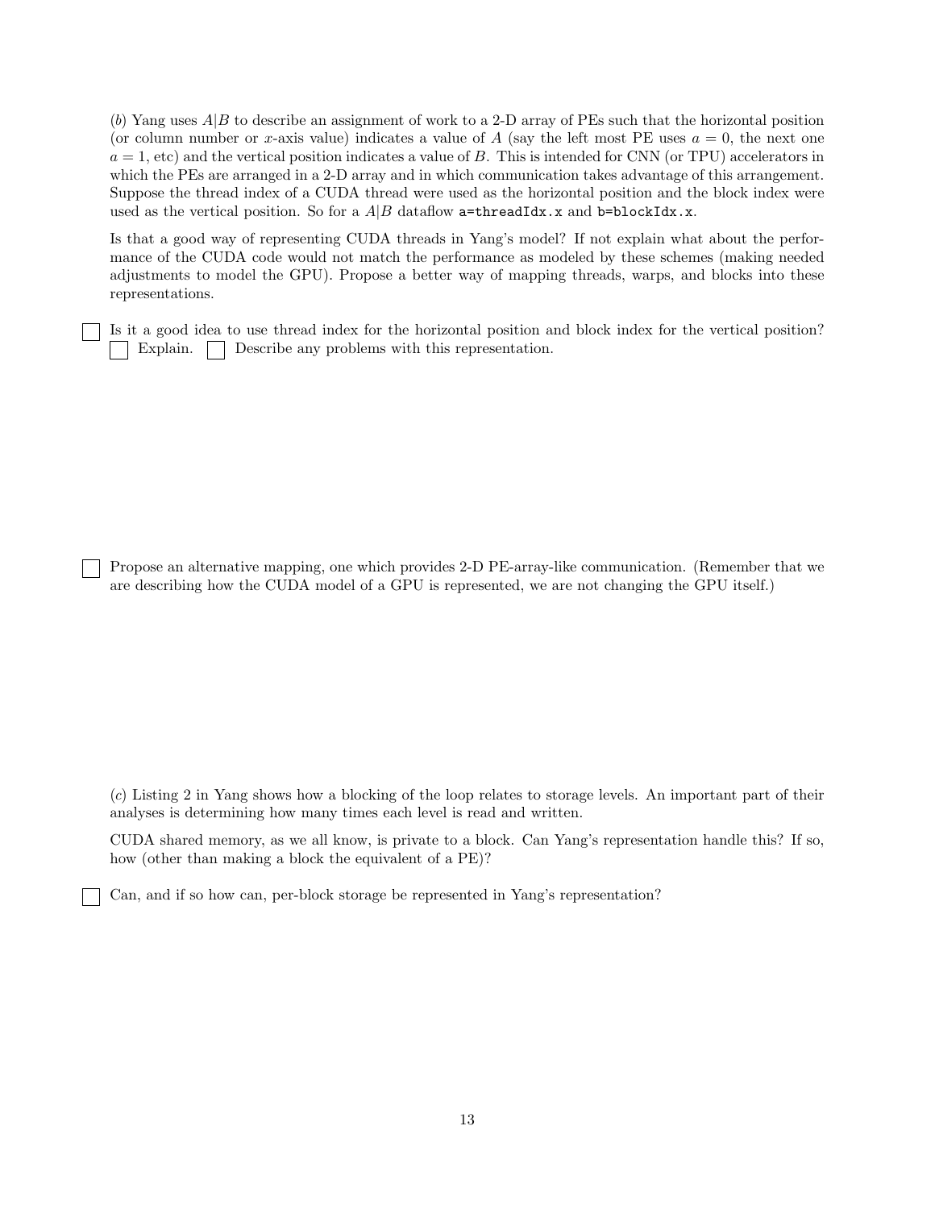(*b*) Yang uses $A|B$ to describe an assignment of work to a 2-D array of PEs such that the horizontal position (or column number or $x$-axis value) indicates a value of $A$ (say the left most PE uses $a = 0$, the next one $a = 1$, etc) and the vertical position indicates a value of $B$. This is intended for CNN (or TPU) accelerators in which the PEs are arranged in a 2-D array and in which communication takes advantage of this arrangement. Suppose the thread index of a CUDA thread were used as the horizontal position and the block index were used as the vertical position. So for a $A|B$ dataflow `a=threadIdx.x` and `b=blockIdx.x`.

Is that a good way of representing CUDA threads in Yang's model? If not explain what about the performance of the CUDA code would not match the performance as modeled by these schemes (making needed adjustments to model the GPU). Propose a better way of mapping threads, warps, and blocks into these representations.

☐ Is it a good idea to use thread index for the horizontal position and block index for the vertical position? ☐ Explain. ☐ Describe any problems with this representation.

☐ Propose an alternative mapping, one which provides 2-D PE-array-like communication. (Remember that we are describing how the CUDA model of a GPU is represented, we are not changing the GPU itself.)

(*c*) Listing 2 in Yang shows how a blocking of the loop relates to storage levels. An important part of their analyses is determining how many times each level is read and written.

CUDA shared memory, as we all know, is private to a block. Can Yang's representation handle this? If so, how (other than making a block the equivalent of a PE)?

☐ Can, and if so how can, per-block storage be represented in Yang's representation?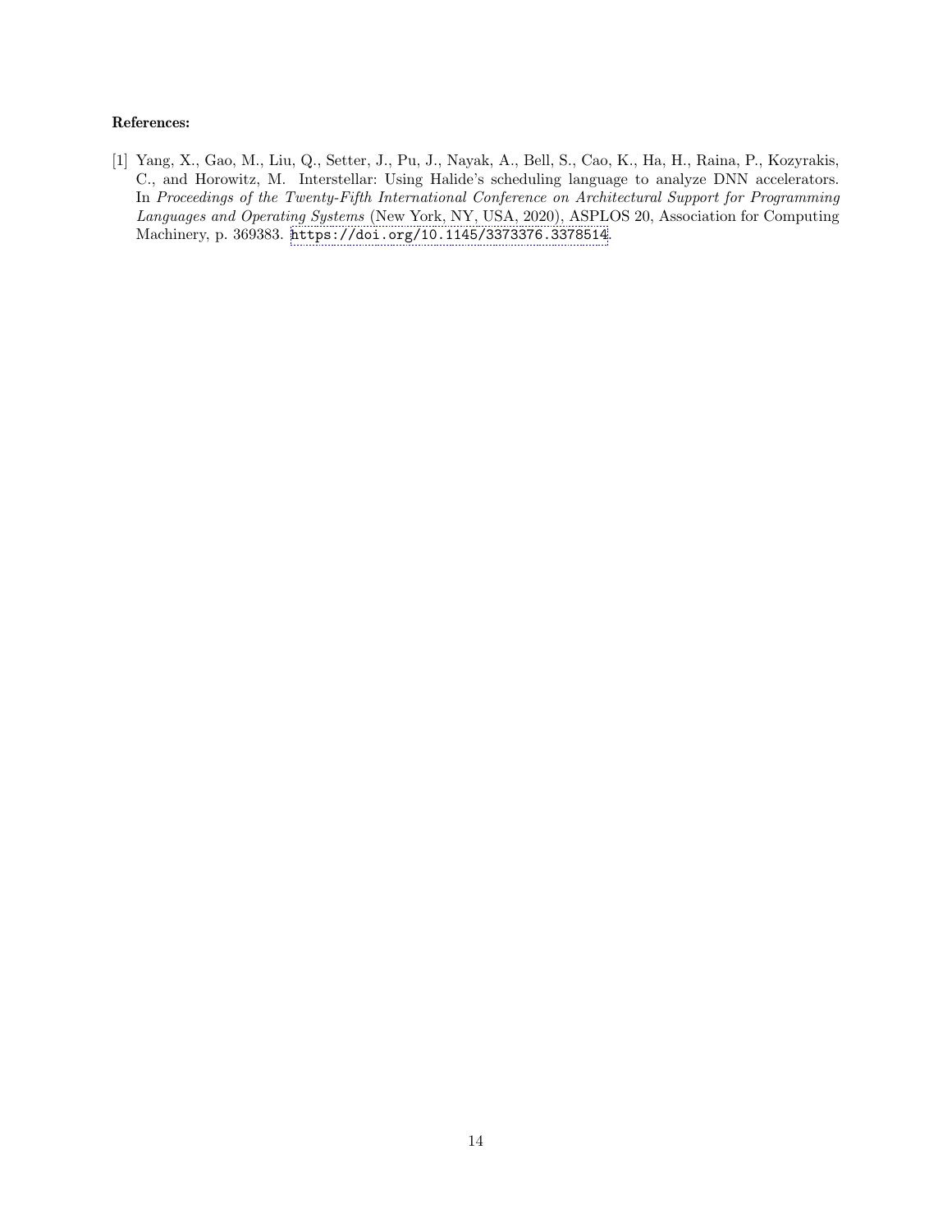**References:**

[1] Yang, X., Gao, M., Liu, Q., Setter, J., Pu, J., Nayak, A., Bell, S., Cao, K., Ha, H., Raina, P., Kozyrakis, C., and Horowitz, M. Interstellar: Using Halide's scheduling language to analyze DNN accelerators. In *Proceedings of the Twenty-Fifth International Conference on Architectural Support for Programming Languages and Operating Systems* (New York, NY, USA, 2020), ASPLOS 20, Association for Computing Machinery, p. 369383. https://doi.org/10.1145/3373376.3378514.